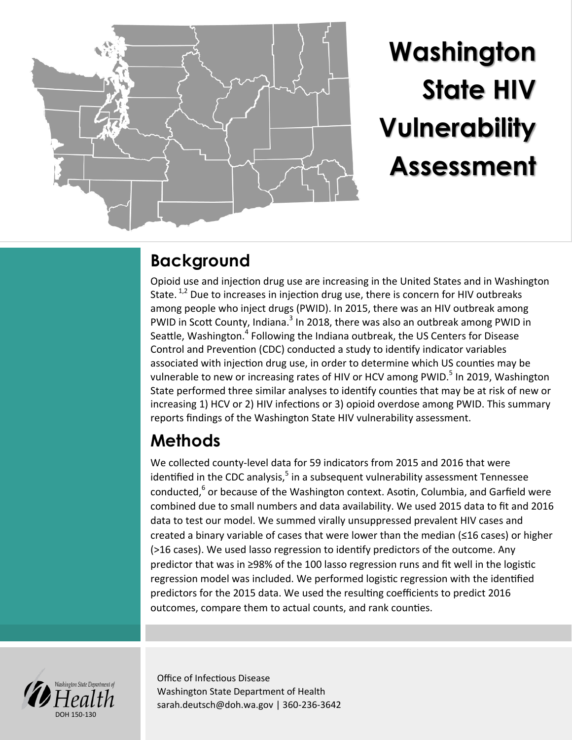# Washington State HIV Vulnerability Assessment

## Background

Opioid use and injection drug use are increasing in the United States and in Washington State.[1,2] Due to increases in injection drug use, there is concern for HIV outbreaks among people who inject drugs (PWID). In 2015, there was an HIV outbreak among PWID in Scott County, Indiana.[3] In 2018, there was also an outbreak among PWID in Seattle, Washington.[4] Following the Indiana outbreak, the US Centers for Disease Control and Prevention (CDC) conducted a study to identify indicator variables associated with injection drug use, in order to determine which US counties may be vulnerable to new or increasing rates of HIV or HCV among PWID.[5] In 2019, Washington State performed three similar analyses to identify counties that may be at risk of new or increasing 1) HCV or 2) HIV infections or 3) opioid overdose among PWID. This summary reports findings of the Washington State HIV vulnerability assessment.

## Methods

We collected county-level data for 59 indicators from 2015 and 2016 that were identified in the CDC analysis,[5] in a subsequent vulnerability assessment Tennessee conducted,[6] or because of the Washington context. Asotin, Columbia, and Garfield were combined due to small numbers and data availability. We used 2015 data to fit and 2016 data to test our model. We summed virally unsuppressed prevalent HIV cases and created a binary variable of cases that were lower than the median (≤16 cases) or higher (>16 cases). We used lasso regression to identify predictors of the outcome. Any predictor that was in ≥98% of the 100 lasso regression runs and fit well in the logistic regression model was included. We performed logistic regression with the identified predictors for the 2015 data. We used the resulting coefficients to predict 2016 outcomes, compare them to actual counts, and rank counties.

Washington State Department of Health
DOH 150-130

Office of Infectious Disease
Washington State Department of Health
sarah.deutsch@doh.wa.gov | 360-236-3642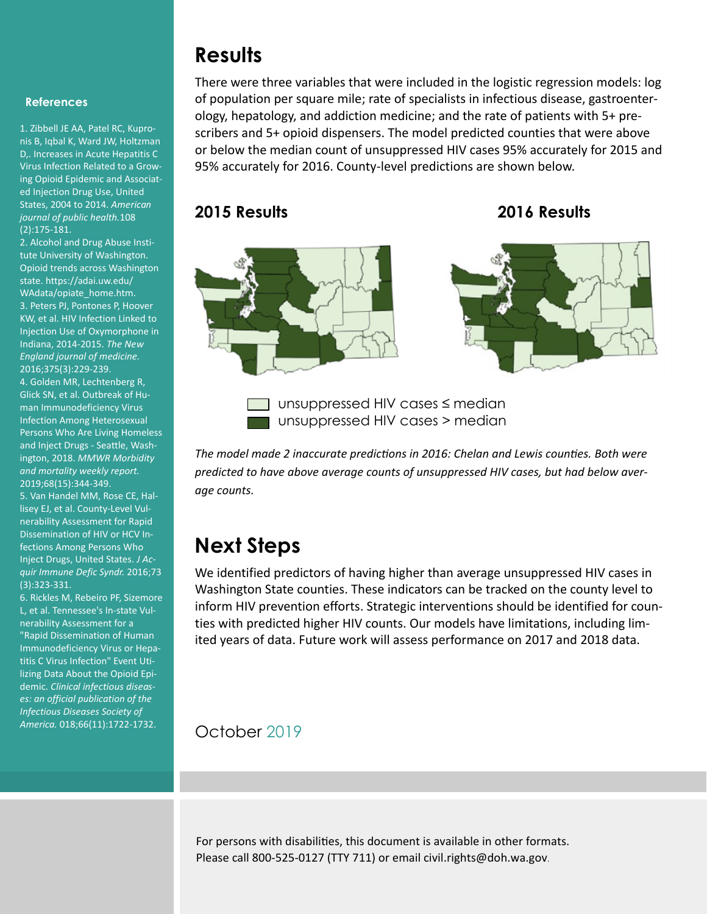## Results

There were three variables that were included in the logistic regression models: log of population per square mile; rate of specialists in infectious disease, gastroenterology, hepatology, and addiction medicine; and the rate of patients with 5+ prescribers and 5+ opioid dispensers. The model predicted counties that were above or below the median count of unsuppressed HIV cases 95% accurately for 2015 and 95% accurately for 2016. County-level predictions are shown below.

### 2015 Results

### 2016 Results

unsuppressed HIV cases ≤ median

unsuppressed HIV cases > median

*The model made 2 inaccurate predictions in 2016: Chelan and Lewis counties. Both were predicted to have above average counts of unsuppressed HIV cases, but had below average counts.*

## Next Steps

We identified predictors of having higher than average unsuppressed HIV cases in Washington State counties. These indicators can be tracked on the county level to inform HIV prevention efforts. Strategic interventions should be identified for counties with predicted higher HIV counts. Our models have limitations, including limited years of data. Future work will assess performance on 2017 and 2018 data.

October 2019

### References

1. Zibbell JE AA, Patel RC, Kupronis B, Iqbal K, Ward JW, Holtzman D,. Increases in Acute Hepatitis C Virus Infection Related to a Growing Opioid Epidemic and Associated Injection Drug Use, United States, 2004 to 2014. *American journal of public health.*108 (2):175-181.
2. Alcohol and Drug Abuse Institute University of Washington. Opioid trends across Washington state. https://adai.uw.edu/WAdata/opiate_home.htm.
3. Peters PJ, Pontones P, Hoover KW, et al. HIV Infection Linked to Injection Use of Oxymorphone in Indiana, 2014-2015. *The New England journal of medicine.* 2016;375(3):229-239.
4. Golden MR, Lechtenberg R, Glick SN, et al. Outbreak of Human Immunodeficiency Virus Infection Among Heterosexual Persons Who Are Living Homeless and Inject Drugs - Seattle, Washington, 2018. *MMWR Morbidity and mortality weekly report.* 2019;68(15):344-349.
5. Van Handel MM, Rose CE, Hallisey EJ, et al. County-Level Vulnerability Assessment for Rapid Dissemination of HIV or HCV Infections Among Persons Who Inject Drugs, United States. *J Acquir Immune Defic Syndr.* 2016;73 (3):323-331.
6. Rickles M, Rebeiro PF, Sizemore L, et al. Tennessee's In-state Vulnerability Assessment for a "Rapid Dissemination of Human Immunodeficiency Virus or Hepatitis C Virus Infection" Event Utilizing Data About the Opioid Epidemic. *Clinical infectious diseases: an official publication of the Infectious Diseases Society of America.* 018;66(11):1722-1732.

For persons with disabilities, this document is available in other formats. Please call 800-525-0127 (TTY 711) or email civil.rights@doh.wa.gov.